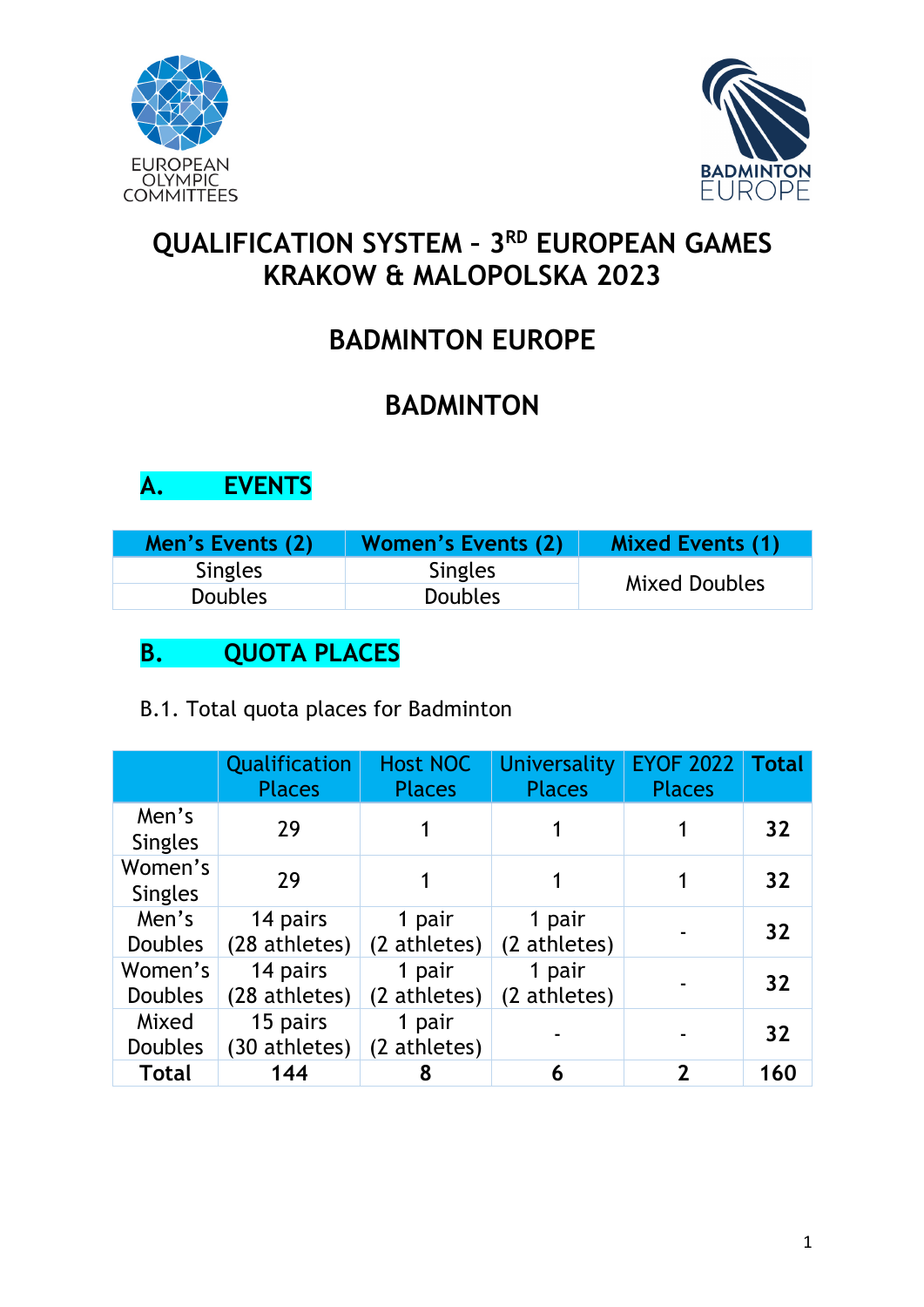# QUALIFICATION SYSTEM – 3RD EUROPEAN GAMES KRAKOW & MALOPOLSKA 2023

## BADMINTON EUROPE

## BADMINTON

### A. EVENTS

| Men's Events (2) | Women's Events (2) | Mixed Events (1) |
|---|---|---|
| Singles | Singles | Mixed Doubles |
| Doubles | Doubles | |

### B. QUOTA PLACES

B.1. Total quota places for Badminton

| | Qualification Places | Host NOC Places | Universality Places | EYOF 2022 Places | Total |
|---|---|---|---|---|---|
| Men's Singles | 29 | 1 | 1 | 1 | **32** |
| Women's Singles | 29 | 1 | 1 | 1 | **32** |
| Men's Doubles | 14 pairs (28 athletes) | 1 pair (2 athletes) | 1 pair (2 athletes) | - | **32** |
| Women's Doubles | 14 pairs (28 athletes) | 1 pair (2 athletes) | 1 pair (2 athletes) | - | **32** |
| Mixed Doubles | 15 pairs (30 athletes) | 1 pair (2 athletes) | - | - | **32** |
| **Total** | **144** | **8** | **6** | **2** | **160** |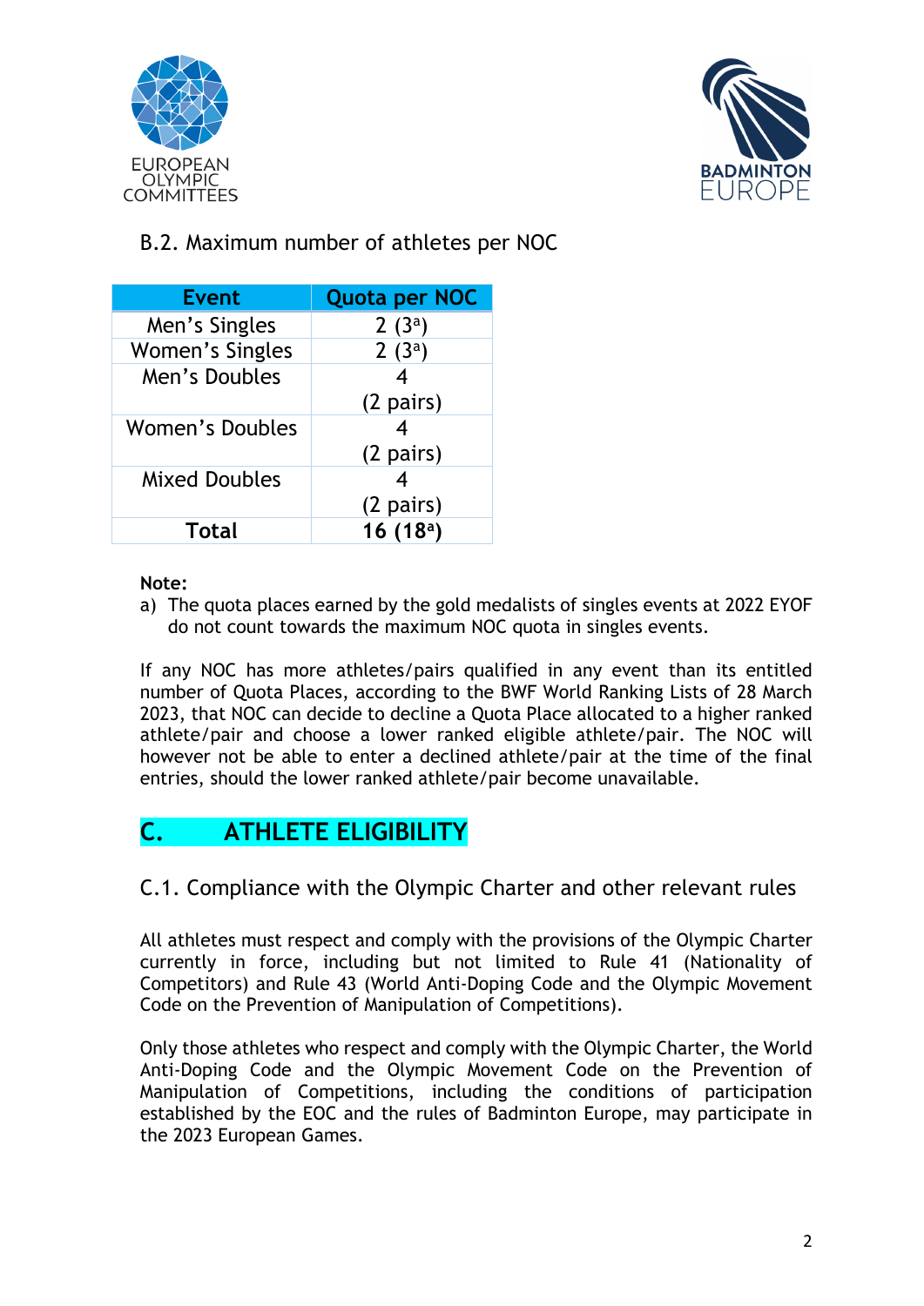### B.2. Maximum number of athletes per NOC

| Event | Quota per NOC |
| --- | --- |
| Men's Singles | 2 (3[a]) |
| Women's Singles | 2 (3[a]) |
| Men's Doubles | 4 (2 pairs) |
| Women's Doubles | 4 (2 pairs) |
| Mixed Doubles | 4 (2 pairs) |
| **Total** | **16 (18[a])** |

**Note:**

a) The quota places earned by the gold medalists of singles events at 2022 EYOF do not count towards the maximum NOC quota in singles events.

If any NOC has more athletes/pairs qualified in any event than its entitled number of Quota Places, according to the BWF World Ranking Lists of 28 March 2023, that NOC can decide to decline a Quota Place allocated to a higher ranked athlete/pair and choose a lower ranked eligible athlete/pair. The NOC will however not be able to enter a declined athlete/pair at the time of the final entries, should the lower ranked athlete/pair become unavailable.

## C. ATHLETE ELIGIBILITY

### C.1. Compliance with the Olympic Charter and other relevant rules

All athletes must respect and comply with the provisions of the Olympic Charter currently in force, including but not limited to Rule 41 (Nationality of Competitors) and Rule 43 (World Anti-Doping Code and the Olympic Movement Code on the Prevention of Manipulation of Competitions).

Only those athletes who respect and comply with the Olympic Charter, the World Anti-Doping Code and the Olympic Movement Code on the Prevention of Manipulation of Competitions, including the conditions of participation established by the EOC and the rules of Badminton Europe, may participate in the 2023 European Games.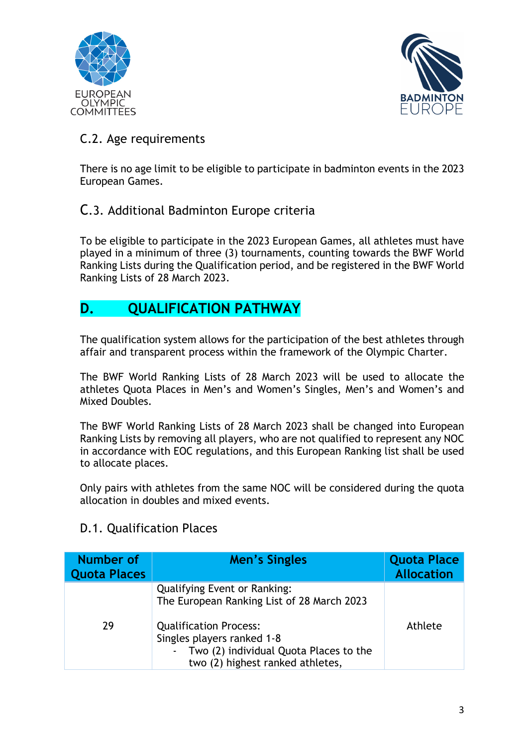## C.2. Age requirements

There is no age limit to be eligible to participate in badminton events in the 2023 European Games.

## C.3. Additional Badminton Europe criteria

To be eligible to participate in the 2023 European Games, all athletes must have played in a minimum of three (3) tournaments, counting towards the BWF World Ranking Lists during the Qualification period, and be registered in the BWF World Ranking Lists of 28 March 2023.

# D. QUALIFICATION PATHWAY

The qualification system allows for the participation of the best athletes through affair and transparent process within the framework of the Olympic Charter.

The BWF World Ranking Lists of 28 March 2023 will be used to allocate the athletes Quota Places in Men's and Women's Singles, Men's and Women's and Mixed Doubles.

The BWF World Ranking Lists of 28 March 2023 shall be changed into European Ranking Lists by removing all players, who are not qualified to represent any NOC in accordance with EOC regulations, and this European Ranking list shall be used to allocate places.

Only pairs with athletes from the same NOC will be considered during the quota allocation in doubles and mixed events.

## D.1. Qualification Places

| Number of Quota Places | Men's Singles | Quota Place Allocation |
|---|---|---|
| 29 | Qualifying Event or Ranking:<br>The European Ranking List of 28 March 2023<br><br>Qualification Process:<br>Singles players ranked 1-8<br>- Two (2) individual Quota Places to the two (2) highest ranked athletes, | Athlete |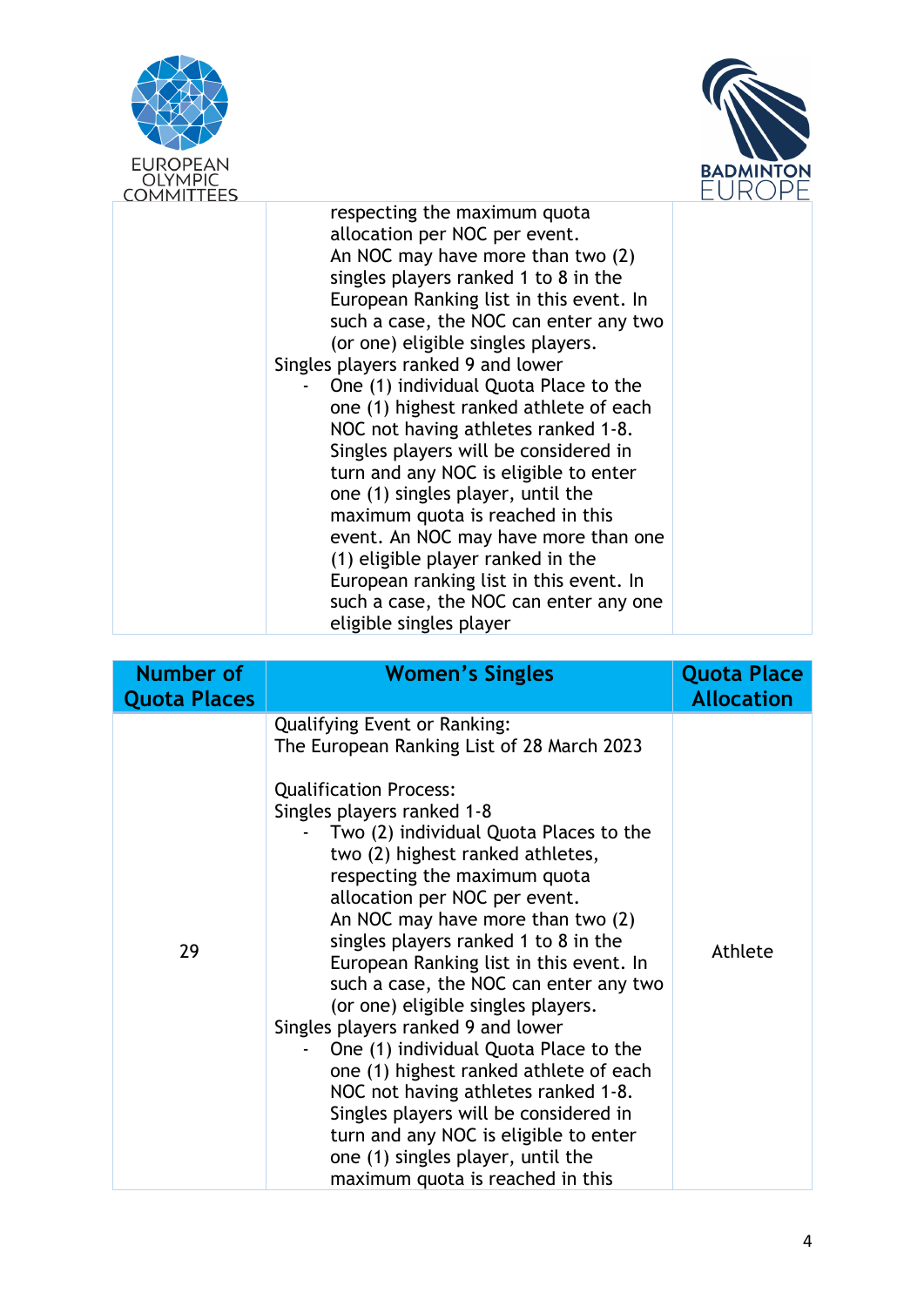| | | |
|---|---|---|
| | respecting the maximum quota allocation per NOC per event.<br>An NOC may have more than two (2) singles players ranked 1 to 8 in the European Ranking list in this event. In such a case, the NOC can enter any two (or one) eligible singles players.<br>Singles players ranked 9 and lower<br>- One (1) individual Quota Place to the one (1) highest ranked athlete of each NOC not having athletes ranked 1-8. Singles players will be considered in turn and any NOC is eligible to enter one (1) singles player, until the maximum quota is reached in this event. An NOC may have more than one (1) eligible player ranked in the European ranking list in this event. In such a case, the NOC can enter any one eligible singles player | |

| Number of Quota Places | Women's Singles | Quota Place Allocation |
|---|---|---|
| 29 | Qualifying Event or Ranking:<br>The European Ranking List of 28 March 2023<br><br>Qualification Process:<br>Singles players ranked 1-8<br>- Two (2) individual Quota Places to the two (2) highest ranked athletes, respecting the maximum quota allocation per NOC per event.<br>An NOC may have more than two (2) singles players ranked 1 to 8 in the European Ranking list in this event. In such a case, the NOC can enter any two (or one) eligible singles players.<br>Singles players ranked 9 and lower<br>- One (1) individual Quota Place to the one (1) highest ranked athlete of each NOC not having athletes ranked 1-8. Singles players will be considered in turn and any NOC is eligible to enter one (1) singles player, until the maximum quota is reached in this | Athlete |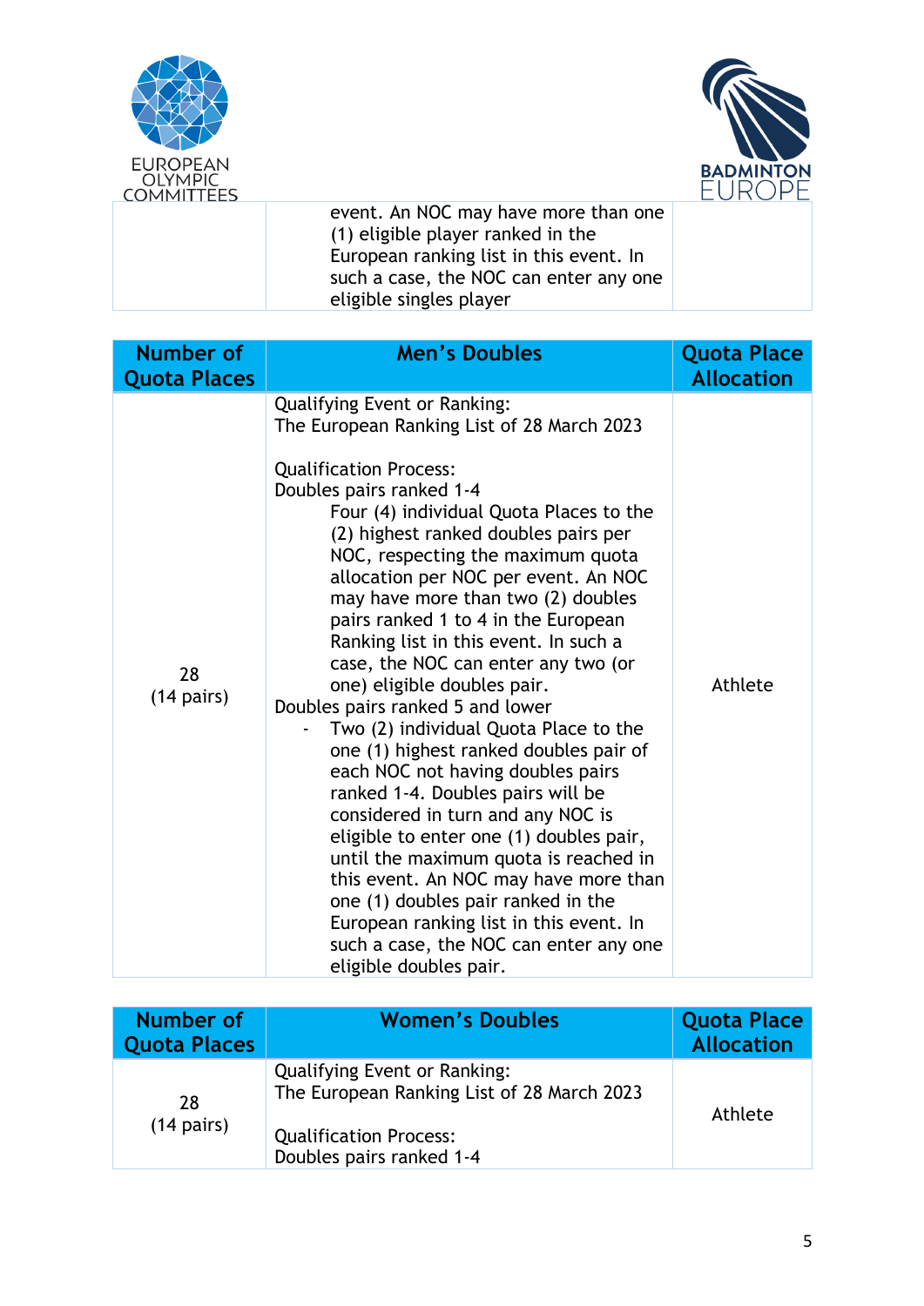| | event. An NOC may have more than one (1) eligible player ranked in the European ranking list in this event. In such a case, the NOC can enter any one eligible singles player | |
|---|---|---|

| Number of Quota Places | Men's Doubles | Quota Place Allocation |
|---|---|---|
| 28 (14 pairs) | Qualifying Event or Ranking:<br>The European Ranking List of 28 March 2023<br><br>Qualification Process:<br>Doubles pairs ranked 1-4<br>Four (4) individual Quota Places to the (2) highest ranked doubles pairs per NOC, respecting the maximum quota allocation per NOC per event. An NOC may have more than two (2) doubles pairs ranked 1 to 4 in the European Ranking list in this event. In such a case, the NOC can enter any two (or one) eligible doubles pair.<br>Doubles pairs ranked 5 and lower<br>- Two (2) individual Quota Place to the one (1) highest ranked doubles pair of each NOC not having doubles pairs ranked 1-4. Doubles pairs will be considered in turn and any NOC is eligible to enter one (1) doubles pair, until the maximum quota is reached in this event. An NOC may have more than one (1) doubles pair ranked in the European ranking list in this event. In such a case, the NOC can enter any one eligible doubles pair. | Athlete |

| Number of Quota Places | Women's Doubles | Quota Place Allocation |
|---|---|---|
| 28 (14 pairs) | Qualifying Event or Ranking:<br>The European Ranking List of 28 March 2023<br><br>Qualification Process:<br>Doubles pairs ranked 1-4 | Athlete |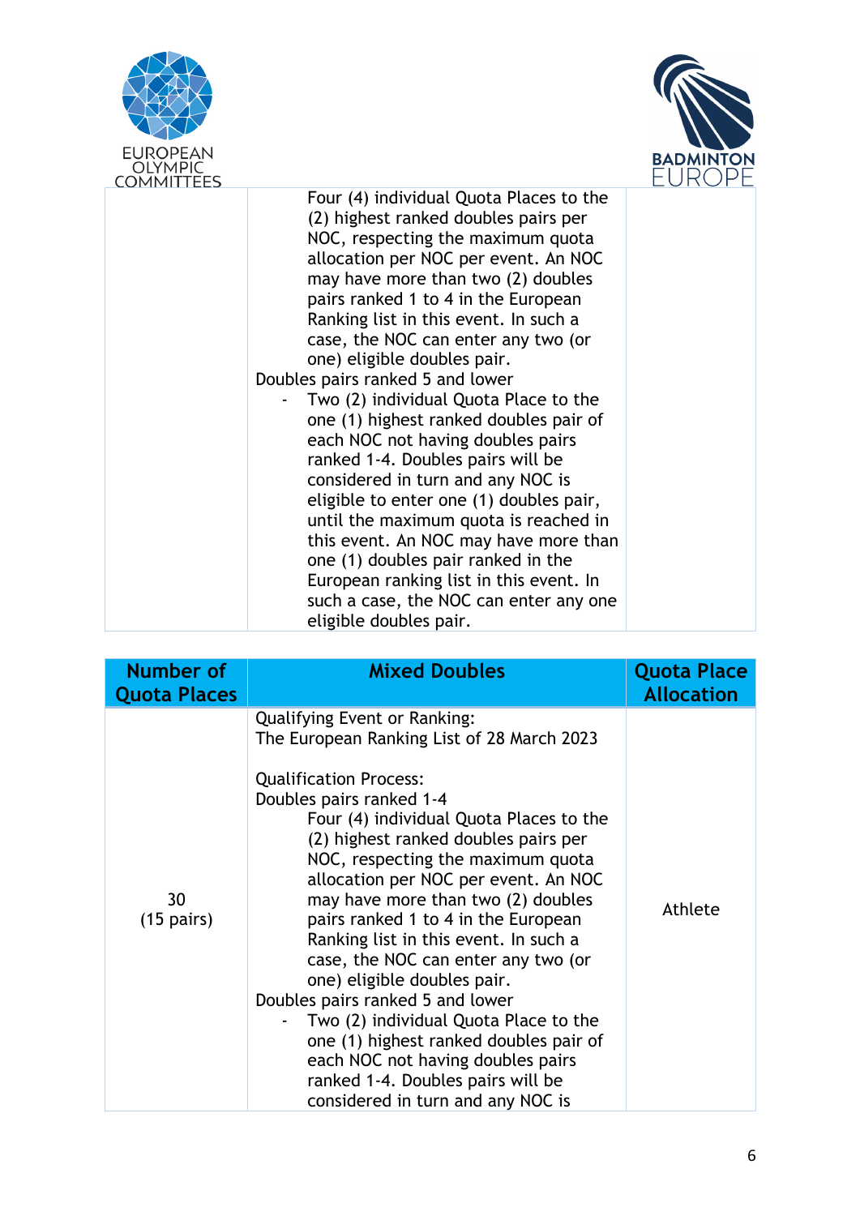| | | |
|---|---|---|
| | Four (4) individual Quota Places to the (2) highest ranked doubles pairs per NOC, respecting the maximum quota allocation per NOC per event. An NOC may have more than two (2) doubles pairs ranked 1 to 4 in the European Ranking list in this event. In such a case, the NOC can enter any two (or one) eligible doubles pair.<br>Doubles pairs ranked 5 and lower<br>- Two (2) individual Quota Place to the one (1) highest ranked doubles pair of each NOC not having doubles pairs ranked 1-4. Doubles pairs will be considered in turn and any NOC is eligible to enter one (1) doubles pair, until the maximum quota is reached in this event. An NOC may have more than one (1) doubles pair ranked in the European ranking list in this event. In such a case, the NOC can enter any one eligible doubles pair. | |

| Number of Quota Places | Mixed Doubles | Quota Place Allocation |
|---|---|---|
| 30<br>(15 pairs) | Qualifying Event or Ranking:<br>The European Ranking List of 28 March 2023<br><br>Qualification Process:<br>Doubles pairs ranked 1-4<br>Four (4) individual Quota Places to the (2) highest ranked doubles pairs per NOC, respecting the maximum quota allocation per NOC per event. An NOC may have more than two (2) doubles pairs ranked 1 to 4 in the European Ranking list in this event. In such a case, the NOC can enter any two (or one) eligible doubles pair.<br>Doubles pairs ranked 5 and lower<br>- Two (2) individual Quota Place to the one (1) highest ranked doubles pair of each NOC not having doubles pairs ranked 1-4. Doubles pairs will be considered in turn and any NOC is | Athlete |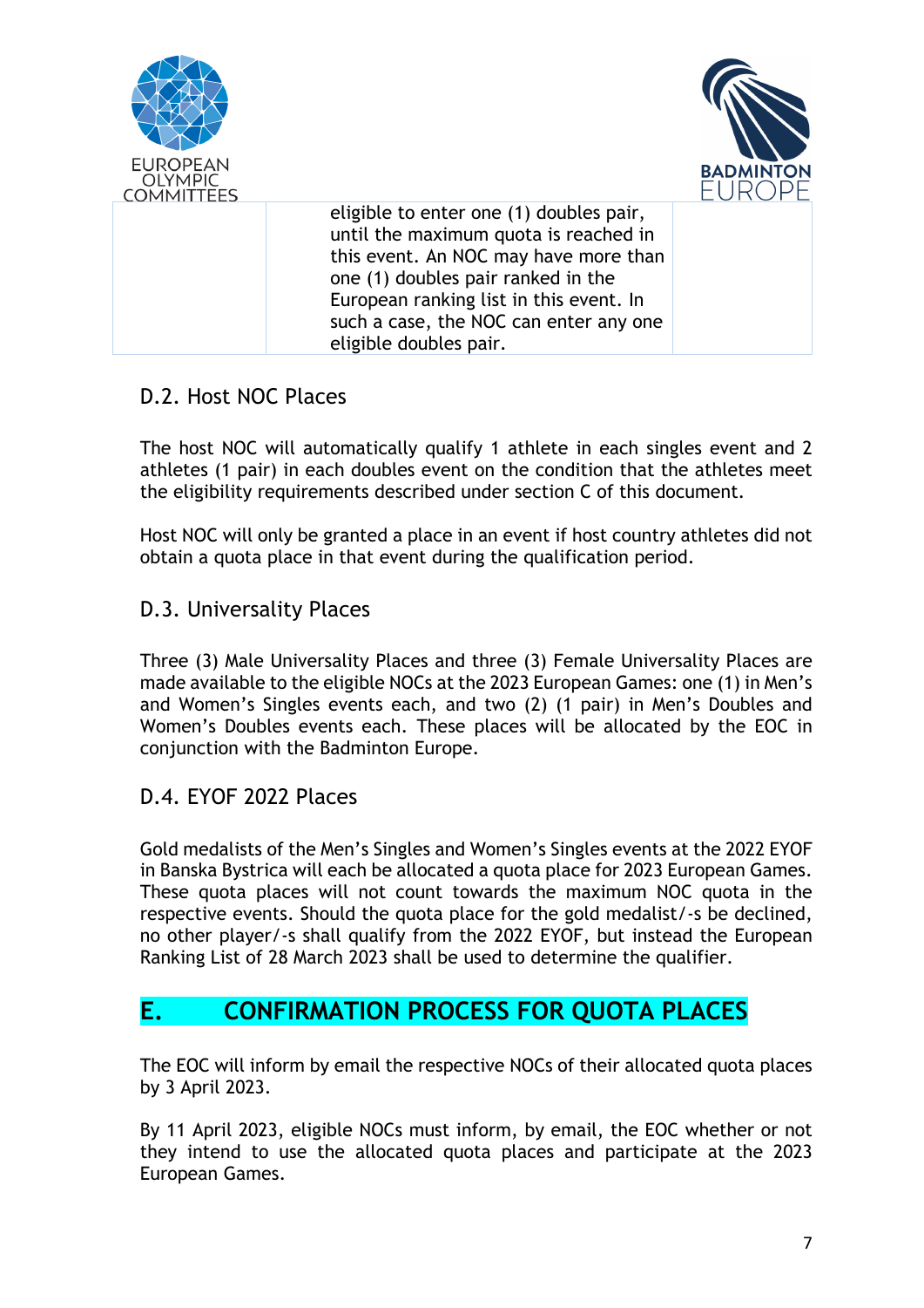| | eligible to enter one (1) doubles pair, until the maximum quota is reached in this event. An NOC may have more than one (1) doubles pair ranked in the European ranking list in this event. In such a case, the NOC can enter any one eligible doubles pair. | |
|---|---|---|

## D.2. Host NOC Places

The host NOC will automatically qualify 1 athlete in each singles event and 2 athletes (1 pair) in each doubles event on the condition that the athletes meet the eligibility requirements described under section C of this document.

Host NOC will only be granted a place in an event if host country athletes did not obtain a quota place in that event during the qualification period.

## D.3. Universality Places

Three (3) Male Universality Places and three (3) Female Universality Places are made available to the eligible NOCs at the 2023 European Games: one (1) in Men's and Women's Singles events each, and two (2) (1 pair) in Men's Doubles and Women's Doubles events each. These places will be allocated by the EOC in conjunction with the Badminton Europe.

## D.4. EYOF 2022 Places

Gold medalists of the Men's Singles and Women's Singles events at the 2022 EYOF in Banska Bystrica will each be allocated a quota place for 2023 European Games. These quota places will not count towards the maximum NOC quota in the respective events. Should the quota place for the gold medalist/-s be declined, no other player/-s shall qualify from the 2022 EYOF, but instead the European Ranking List of 28 March 2023 shall be used to determine the qualifier.

# E. CONFIRMATION PROCESS FOR QUOTA PLACES

The EOC will inform by email the respective NOCs of their allocated quota places by 3 April 2023.

By 11 April 2023, eligible NOCs must inform, by email, the EOC whether or not they intend to use the allocated quota places and participate at the 2023 European Games.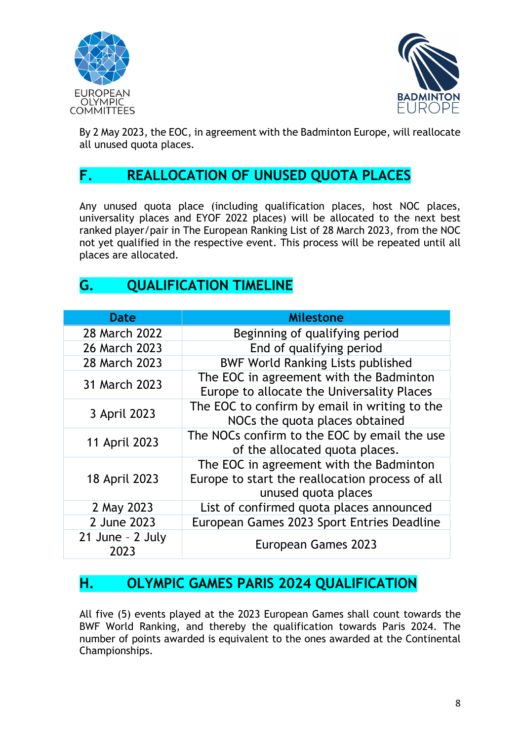By 2 May 2023, the EOC, in agreement with the Badminton Europe, will reallocate all unused quota places.

## F. REALLOCATION OF UNUSED QUOTA PLACES

Any unused quota place (including qualification places, host NOC places, universality places and EYOF 2022 places) will be allocated to the next best ranked player/pair in The European Ranking List of 28 March 2023, from the NOC not yet qualified in the respective event. This process will be repeated until all places are allocated.

## G. QUALIFICATION TIMELINE

| Date | Milestone |
|---|---|
| 28 March 2022 | Beginning of qualifying period |
| 26 March 2023 | End of qualifying period |
| 28 March 2023 | BWF World Ranking Lists published |
| 31 March 2023 | The EOC in agreement with the Badminton Europe to allocate the Universality Places |
| 3 April 2023 | The EOC to confirm by email in writing to the NOCs the quota places obtained |
| 11 April 2023 | The NOCs confirm to the EOC by email the use of the allocated quota places. |
| 18 April 2023 | The EOC in agreement with the Badminton Europe to start the reallocation process of all unused quota places |
| 2 May 2023 | List of confirmed quota places announced |
| 2 June 2023 | European Games 2023 Sport Entries Deadline |
| 21 June – 2 July 2023 | European Games 2023 |

## H. OLYMPIC GAMES PARIS 2024 QUALIFICATION

All five (5) events played at the 2023 European Games shall count towards the BWF World Ranking, and thereby the qualification towards Paris 2024. The number of points awarded is equivalent to the ones awarded at the Continental Championships.